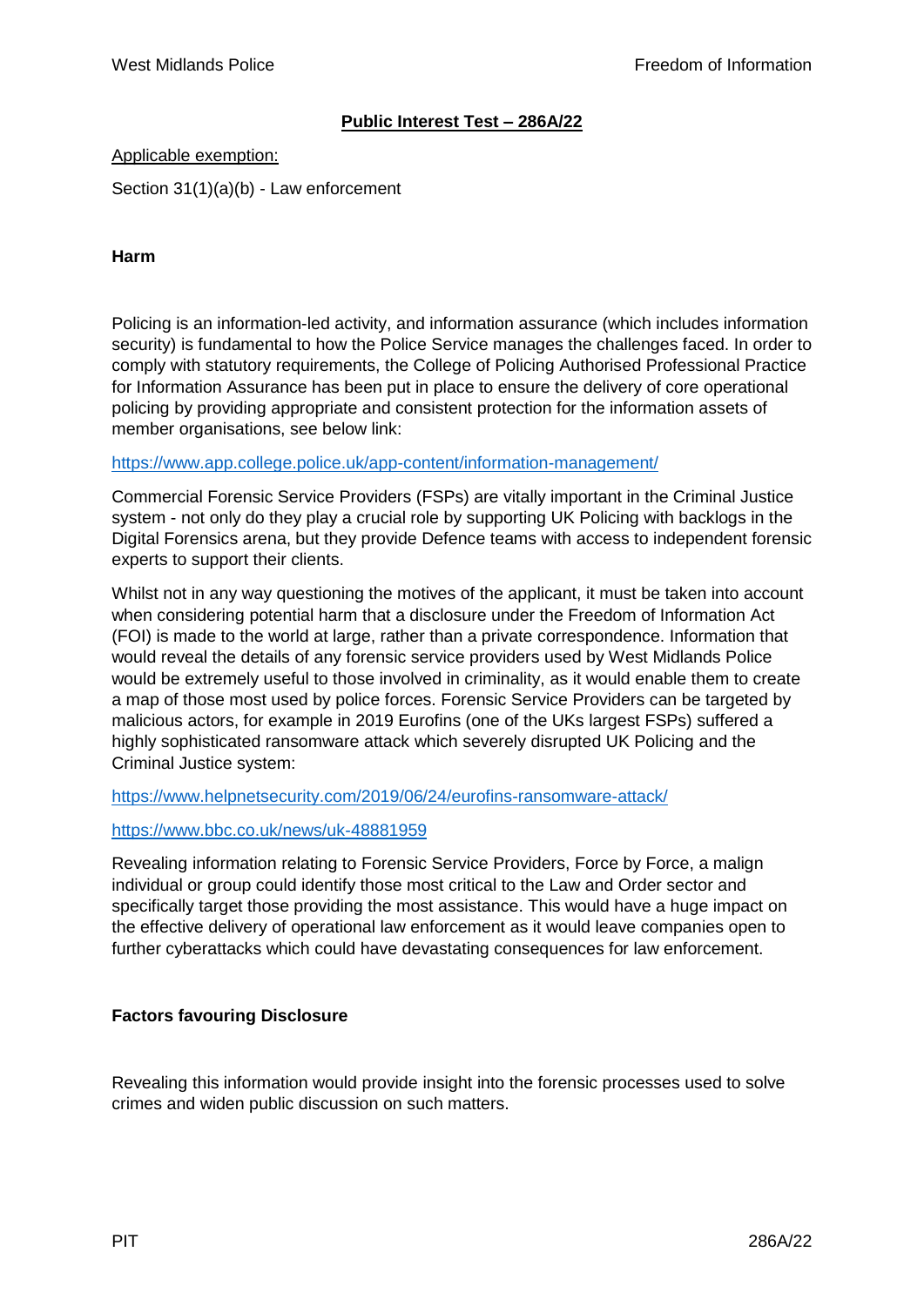# Public Interest Test – 286A/22

Applicable exemption:

Section 31(1)(a)(b) - Law enforcement

**Harm**

Policing is an information-led activity, and information assurance (which includes information security) is fundamental to how the Police Service manages the challenges faced. In order to comply with statutory requirements, the College of Policing Authorised Professional Practice for Information Assurance has been put in place to ensure the delivery of core operational policing by providing appropriate and consistent protection for the information assets of member organisations, see below link:

https://www.app.college.police.uk/app-content/information-management/

Commercial Forensic Service Providers (FSPs) are vitally important in the Criminal Justice system - not only do they play a crucial role by supporting UK Policing with backlogs in the Digital Forensics arena, but they provide Defence teams with access to independent forensic experts to support their clients.

Whilst not in any way questioning the motives of the applicant, it must be taken into account when considering potential harm that a disclosure under the Freedom of Information Act (FOI) is made to the world at large, rather than a private correspondence. Information that would reveal the details of any forensic service providers used by West Midlands Police would be extremely useful to those involved in criminality, as it would enable them to create a map of those most used by police forces. Forensic Service Providers can be targeted by malicious actors, for example in 2019 Eurofins (one of the UKs largest FSPs) suffered a highly sophisticated ransomware attack which severely disrupted UK Policing and the Criminal Justice system:

https://www.helpnetsecurity.com/2019/06/24/eurofins-ransomware-attack/

https://www.bbc.co.uk/news/uk-48881959

Revealing information relating to Forensic Service Providers, Force by Force, a malign individual or group could identify those most critical to the Law and Order sector and specifically target those providing the most assistance. This would have a huge impact on the effective delivery of operational law enforcement as it would leave companies open to further cyberattacks which could have devastating consequences for law enforcement.

**Factors favouring Disclosure**

Revealing this information would provide insight into the forensic processes used to solve crimes and widen public discussion on such matters.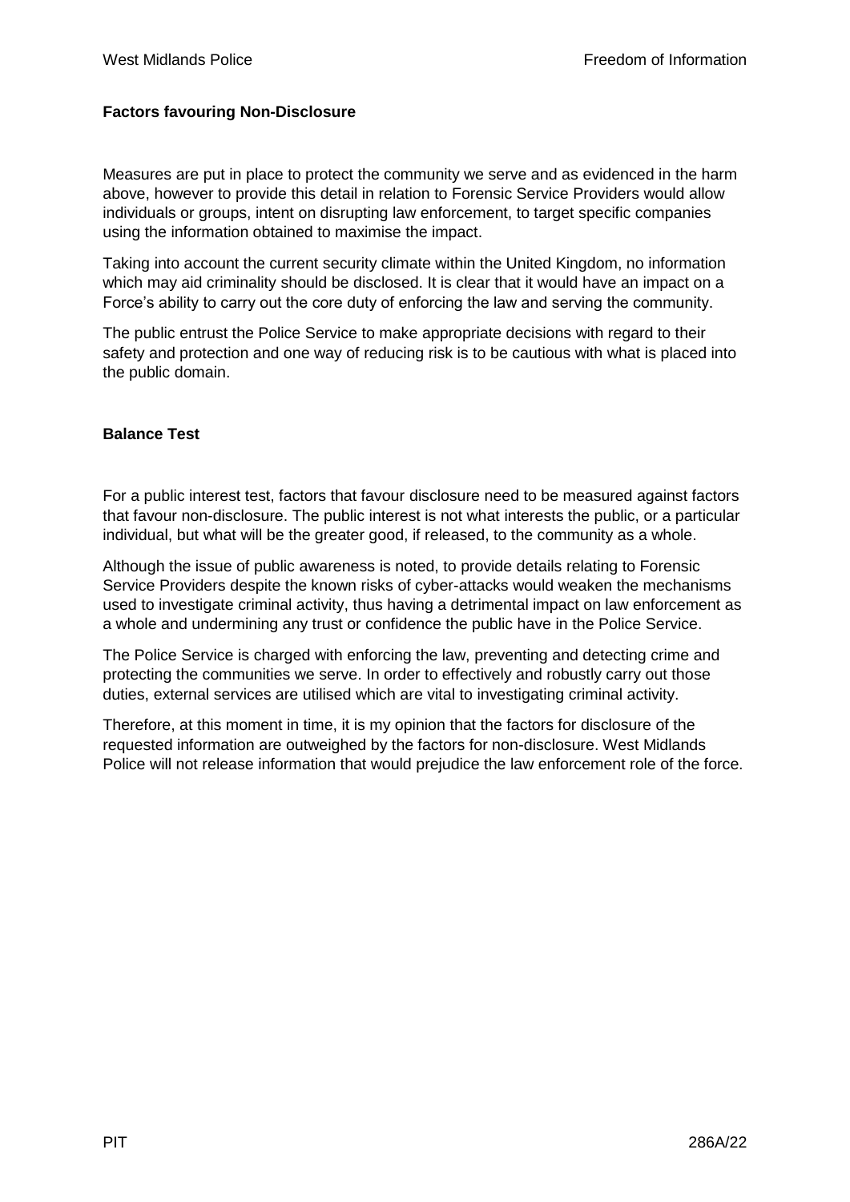**Factors favouring Non-Disclosure**

Measures are put in place to protect the community we serve and as evidenced in the harm above, however to provide this detail in relation to Forensic Service Providers would allow individuals or groups, intent on disrupting law enforcement, to target specific companies using the information obtained to maximise the impact.

Taking into account the current security climate within the United Kingdom, no information which may aid criminality should be disclosed. It is clear that it would have an impact on a Force's ability to carry out the core duty of enforcing the law and serving the community.

The public entrust the Police Service to make appropriate decisions with regard to their safety and protection and one way of reducing risk is to be cautious with what is placed into the public domain.

**Balance Test**

For a public interest test, factors that favour disclosure need to be measured against factors that favour non-disclosure. The public interest is not what interests the public, or a particular individual, but what will be the greater good, if released, to the community as a whole.

Although the issue of public awareness is noted, to provide details relating to Forensic Service Providers despite the known risks of cyber-attacks would weaken the mechanisms used to investigate criminal activity, thus having a detrimental impact on law enforcement as a whole and undermining any trust or confidence the public have in the Police Service.

The Police Service is charged with enforcing the law, preventing and detecting crime and protecting the communities we serve. In order to effectively and robustly carry out those duties, external services are utilised which are vital to investigating criminal activity.

Therefore, at this moment in time, it is my opinion that the factors for disclosure of the requested information are outweighed by the factors for non-disclosure. West Midlands Police will not release information that would prejudice the law enforcement role of the force.